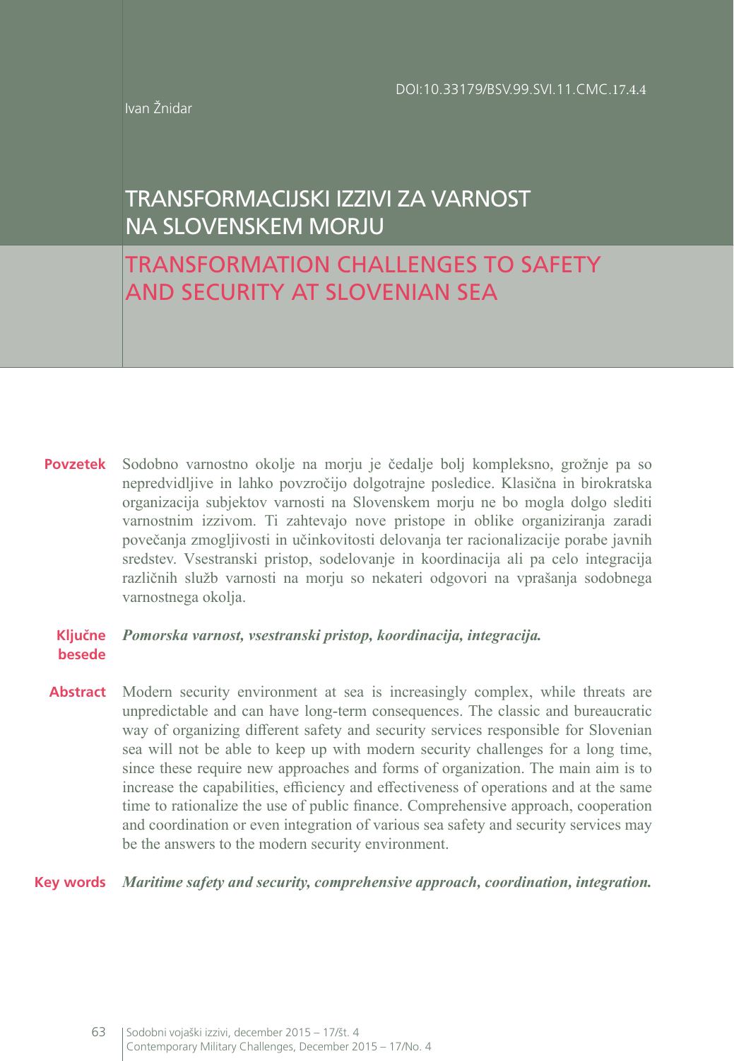DOI:10.33179/BSV.99.SVI.11.CMC.17.4.4

Ivan Žnidar

# TRANSFORMACIJSKI IZZIVI ZA VARNOST NA SLOVENSKEM MORJU

# TRANSFORMATION CHALLENGES TO SAFETY AND SECURITY AT SLOVENIAN SEA

**Povzetek** Sodobno varnostno okolje na morju je čedalje bolj kompleksno, grožnje pa so nepredvidljive in lahko povzročijo dolgotrajne posledice. Klasična in birokratska organizacija subjektov varnosti na Slovenskem morju ne bo mogla dolgo slediti varnostnim izzivom. Ti zahtevajo nove pristope in oblike organiziranja zaradi povečanja zmogljivosti in učinkovitosti delovanja ter racionalizacije porabe javnih sredstev. Vsestranski pristop, sodelovanje in koordinacija ali pa celo integracija različnih služb varnosti na morju so nekateri odgovori na vprašanja sodobnega varnostnega okolja.

**Ključne besede** ***Pomorska varnost, vsestranski pristop, koordinacija, integracija.***

**Abstract** Modern security environment at sea is increasingly complex, while threats are unpredictable and can have long-term consequences. The classic and bureaucratic way of organizing different safety and security services responsible for Slovenian sea will not be able to keep up with modern security challenges for a long time, since these require new approaches and forms of organization. The main aim is to increase the capabilities, efficiency and effectiveness of operations and at the same time to rationalize the use of public finance. Comprehensive approach, cooperation and coordination or even integration of various sea safety and security services may be the answers to the modern security environment.

**Key words** ***Maritime safety and security, comprehensive approach, coordination, integration.***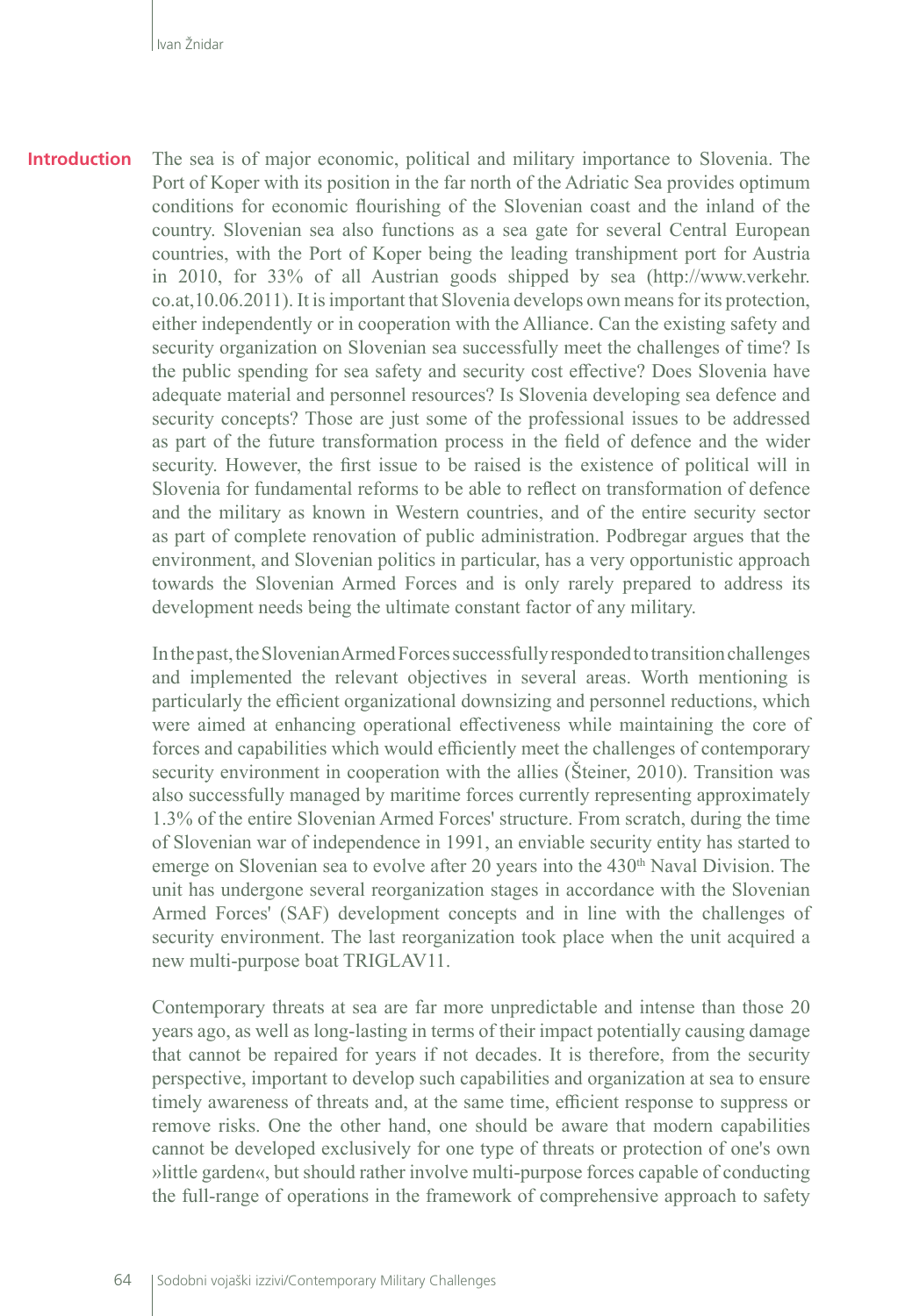## Introduction

The sea is of major economic, political and military importance to Slovenia. The Port of Koper with its position in the far north of the Adriatic Sea provides optimum conditions for economic flourishing of the Slovenian coast and the inland of the country. Slovenian sea also functions as a sea gate for several Central European countries, with the Port of Koper being the leading transhipment port for Austria in 2010, for 33% of all Austrian goods shipped by sea (http://www.verkehr.co.at,10.06.2011). It is important that Slovenia develops own means for its protection, either independently or in cooperation with the Alliance. Can the existing safety and security organization on Slovenian sea successfully meet the challenges of time? Is the public spending for sea safety and security cost effective? Does Slovenia have adequate material and personnel resources? Is Slovenia developing sea defence and security concepts? Those are just some of the professional issues to be addressed as part of the future transformation process in the field of defence and the wider security. However, the first issue to be raised is the existence of political will in Slovenia for fundamental reforms to be able to reflect on transformation of defence and the military as known in Western countries, and of the entire security sector as part of complete renovation of public administration. Podbregar argues that the environment, and Slovenian politics in particular, has a very opportunistic approach towards the Slovenian Armed Forces and is only rarely prepared to address its development needs being the ultimate constant factor of any military.

In the past, the Slovenian Armed Forces successfully responded to transition challenges and implemented the relevant objectives in several areas. Worth mentioning is particularly the efficient organizational downsizing and personnel reductions, which were aimed at enhancing operational effectiveness while maintaining the core of forces and capabilities which would efficiently meet the challenges of contemporary security environment in cooperation with the allies (Šteiner, 2010). Transition was also successfully managed by maritime forces currently representing approximately 1.3% of the entire Slovenian Armed Forces' structure. From scratch, during the time of Slovenian war of independence in 1991, an enviable security entity has started to emerge on Slovenian sea to evolve after 20 years into the 430th Naval Division. The unit has undergone several reorganization stages in accordance with the Slovenian Armed Forces' (SAF) development concepts and in line with the challenges of security environment. The last reorganization took place when the unit acquired a new multi-purpose boat TRIGLAV11.

Contemporary threats at sea are far more unpredictable and intense than those 20 years ago, as well as long-lasting in terms of their impact potentially causing damage that cannot be repaired for years if not decades. It is therefore, from the security perspective, important to develop such capabilities and organization at sea to ensure timely awareness of threats and, at the same time, efficient response to suppress or remove risks. One the other hand, one should be aware that modern capabilities cannot be developed exclusively for one type of threats or protection of one's own »little garden«, but should rather involve multi-purpose forces capable of conducting the full-range of operations in the framework of comprehensive approach to safety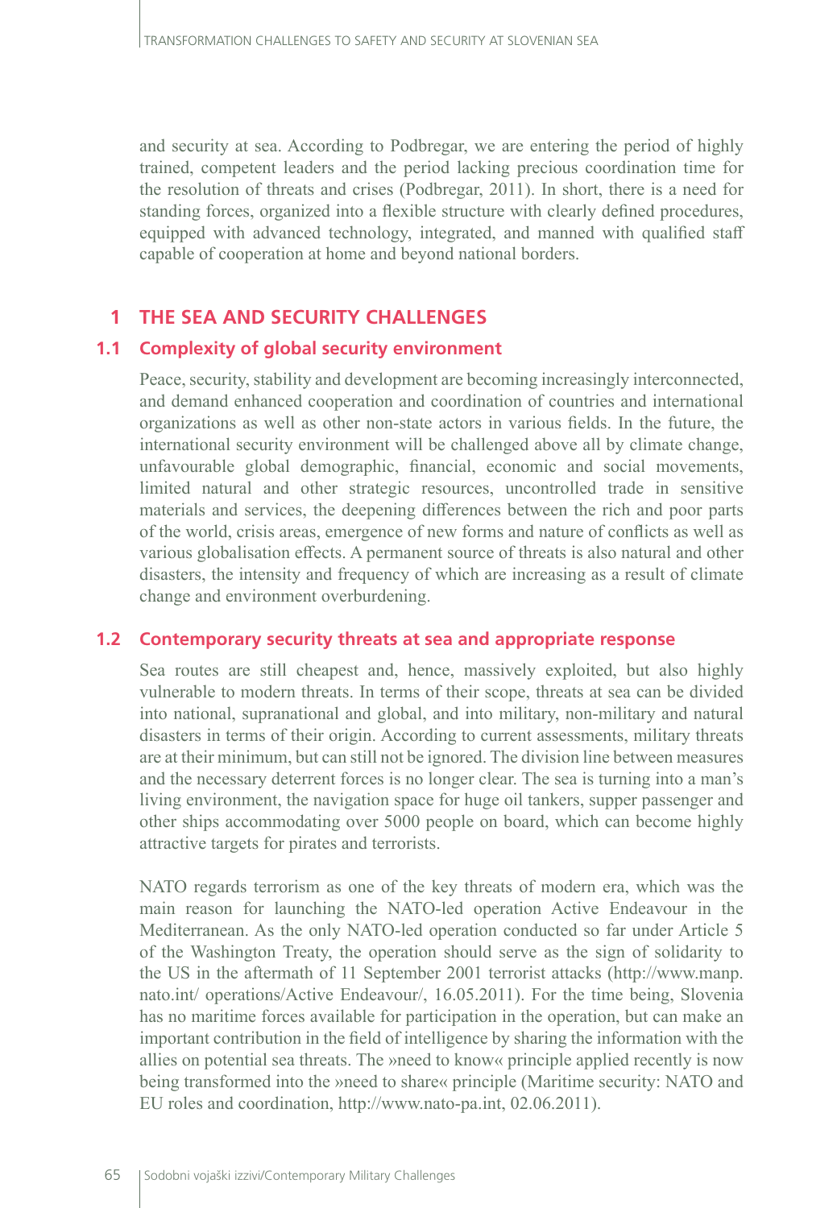and security at sea. According to Podbregar, we are entering the period of highly trained, competent leaders and the period lacking precious coordination time for the resolution of threats and crises (Podbregar, 2011). In short, there is a need for standing forces, organized into a flexible structure with clearly defined procedures, equipped with advanced technology, integrated, and manned with qualified staff capable of cooperation at home and beyond national borders.

# 1 THE SEA AND SECURITY CHALLENGES

## 1.1 Complexity of global security environment

Peace, security, stability and development are becoming increasingly interconnected, and demand enhanced cooperation and coordination of countries and international organizations as well as other non-state actors in various fields. In the future, the international security environment will be challenged above all by climate change, unfavourable global demographic, financial, economic and social movements, limited natural and other strategic resources, uncontrolled trade in sensitive materials and services, the deepening differences between the rich and poor parts of the world, crisis areas, emergence of new forms and nature of conflicts as well as various globalisation effects. A permanent source of threats is also natural and other disasters, the intensity and frequency of which are increasing as a result of climate change and environment overburdening.

## 1.2 Contemporary security threats at sea and appropriate response

Sea routes are still cheapest and, hence, massively exploited, but also highly vulnerable to modern threats. In terms of their scope, threats at sea can be divided into national, supranational and global, and into military, non-military and natural disasters in terms of their origin. According to current assessments, military threats are at their minimum, but can still not be ignored. The division line between measures and the necessary deterrent forces is no longer clear. The sea is turning into a man's living environment, the navigation space for huge oil tankers, supper passenger and other ships accommodating over 5000 people on board, which can become highly attractive targets for pirates and terrorists.

NATO regards terrorism as one of the key threats of modern era, which was the main reason for launching the NATO-led operation Active Endeavour in the Mediterranean. As the only NATO-led operation conducted so far under Article 5 of the Washington Treaty, the operation should serve as the sign of solidarity to the US in the aftermath of 11 September 2001 terrorist attacks (http://www.manp.nato.int/ operations/Active Endeavour/, 16.05.2011). For the time being, Slovenia has no maritime forces available for participation in the operation, but can make an important contribution in the field of intelligence by sharing the information with the allies on potential sea threats. The »need to know« principle applied recently is now being transformed into the »need to share« principle (Maritime security: NATO and EU roles and coordination, http://www.nato-pa.int, 02.06.2011).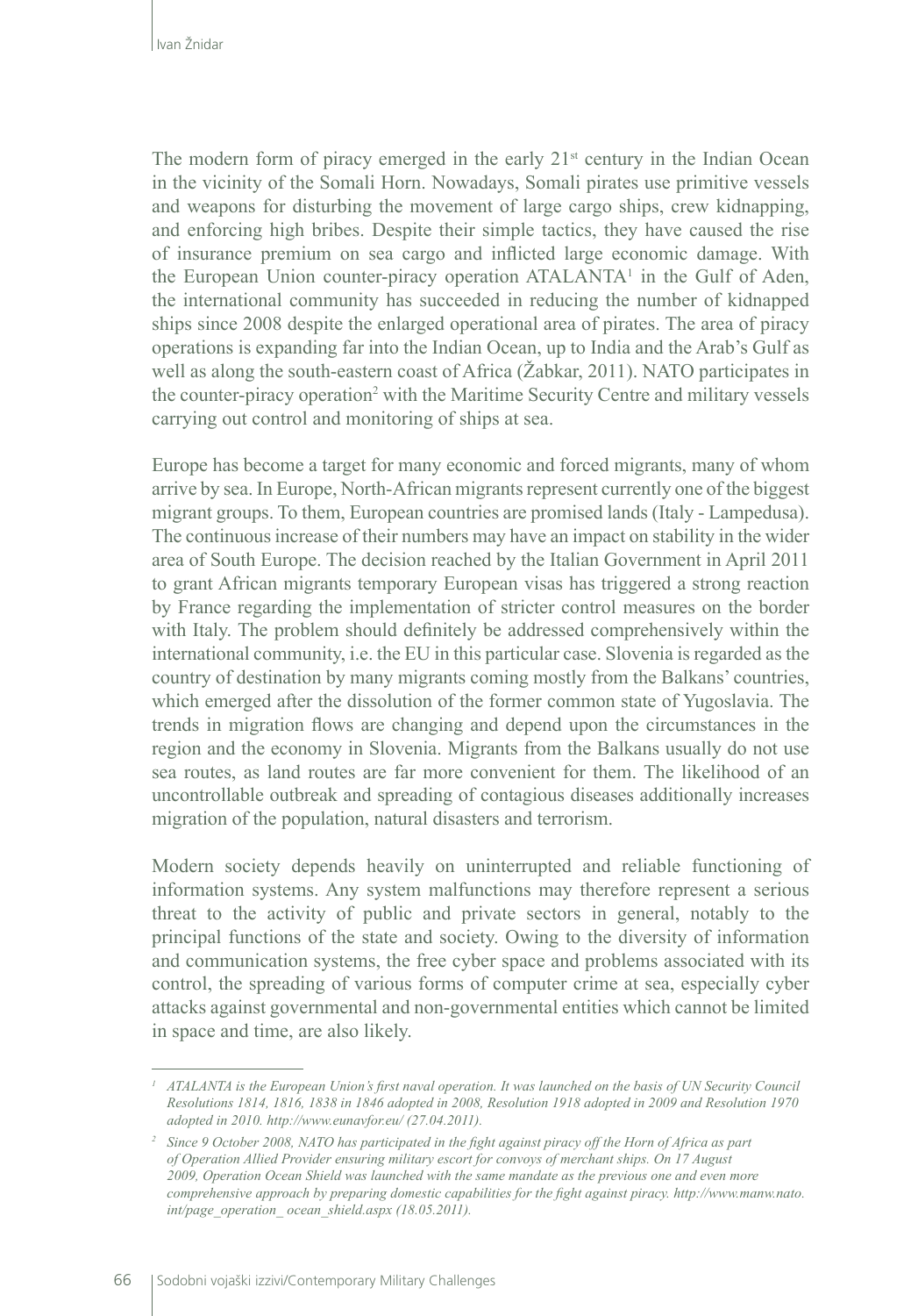The modern form of piracy emerged in the early 21st century in the Indian Ocean in the vicinity of the Somali Horn. Nowadays, Somali pirates use primitive vessels and weapons for disturbing the movement of large cargo ships, crew kidnapping, and enforcing high bribes. Despite their simple tactics, they have caused the rise of insurance premium on sea cargo and inflicted large economic damage. With the European Union counter-piracy operation ATALANTA[1] in the Gulf of Aden, the international community has succeeded in reducing the number of kidnapped ships since 2008 despite the enlarged operational area of pirates. The area of piracy operations is expanding far into the Indian Ocean, up to India and the Arab's Gulf as well as along the south-eastern coast of Africa (Žabkar, 2011). NATO participates in the counter-piracy operation[2] with the Maritime Security Centre and military vessels carrying out control and monitoring of ships at sea.

Europe has become a target for many economic and forced migrants, many of whom arrive by sea. In Europe, North-African migrants represent currently one of the biggest migrant groups. To them, European countries are promised lands (Italy - Lampedusa). The continuous increase of their numbers may have an impact on stability in the wider area of South Europe. The decision reached by the Italian Government in April 2011 to grant African migrants temporary European visas has triggered a strong reaction by France regarding the implementation of stricter control measures on the border with Italy. The problem should definitely be addressed comprehensively within the international community, i.e. the EU in this particular case. Slovenia is regarded as the country of destination by many migrants coming mostly from the Balkans' countries, which emerged after the dissolution of the former common state of Yugoslavia. The trends in migration flows are changing and depend upon the circumstances in the region and the economy in Slovenia. Migrants from the Balkans usually do not use sea routes, as land routes are far more convenient for them. The likelihood of an uncontrollable outbreak and spreading of contagious diseases additionally increases migration of the population, natural disasters and terrorism.

Modern society depends heavily on uninterrupted and reliable functioning of information systems. Any system malfunctions may therefore represent a serious threat to the activity of public and private sectors in general, notably to the principal functions of the state and society. Owing to the diversity of information and communication systems, the free cyber space and problems associated with its control, the spreading of various forms of computer crime at sea, especially cyber attacks against governmental and non-governmental entities which cannot be limited in space and time, are also likely.

---

*[1] ATALANTA is the European Union's first naval operation. It was launched on the basis of UN Security Council Resolutions 1814, 1816, 1838 in 1846 adopted in 2008, Resolution 1918 adopted in 2009 and Resolution 1970 adopted in 2010. http://www.eunavfor.eu/ (27.04.2011).*

*[2] Since 9 October 2008, NATO has participated in the fight against piracy off the Horn of Africa as part of Operation Allied Provider ensuring military escort for convoys of merchant ships. On 17 August 2009, Operation Ocean Shield was launched with the same mandate as the previous one and even more comprehensive approach by preparing domestic capabilities for the fight against piracy. http://www.manw.nato.int/page_operation_ ocean_shield.aspx (18.05.2011).*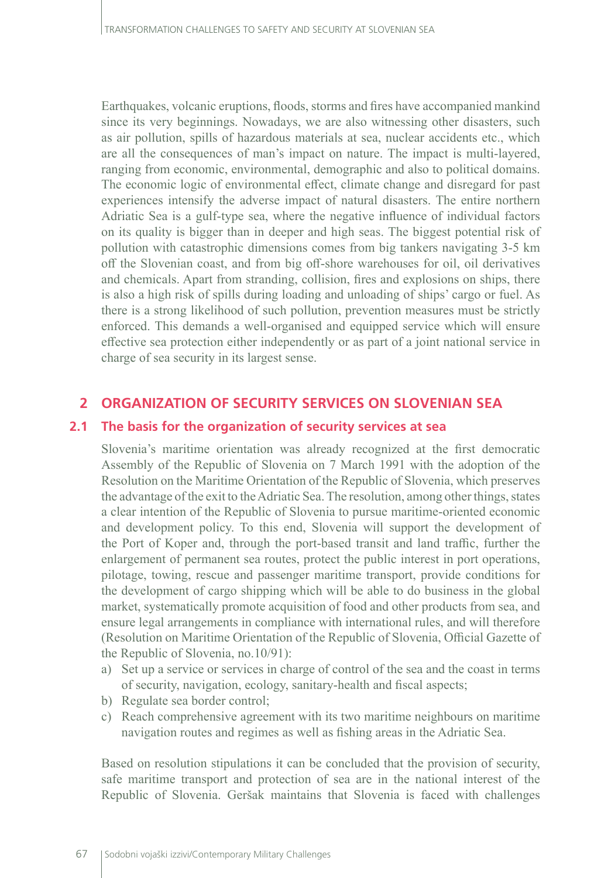Earthquakes, volcanic eruptions, floods, storms and fires have accompanied mankind since its very beginnings. Nowadays, we are also witnessing other disasters, such as air pollution, spills of hazardous materials at sea, nuclear accidents etc., which are all the consequences of man's impact on nature. The impact is multi-layered, ranging from economic, environmental, demographic and also to political domains. The economic logic of environmental effect, climate change and disregard for past experiences intensify the adverse impact of natural disasters. The entire northern Adriatic Sea is a gulf-type sea, where the negative influence of individual factors on its quality is bigger than in deeper and high seas. The biggest potential risk of pollution with catastrophic dimensions comes from big tankers navigating 3-5 km off the Slovenian coast, and from big off-shore warehouses for oil, oil derivatives and chemicals. Apart from stranding, collision, fires and explosions on ships, there is also a high risk of spills during loading and unloading of ships' cargo or fuel. As there is a strong likelihood of such pollution, prevention measures must be strictly enforced. This demands a well-organised and equipped service which will ensure effective sea protection either independently or as part of a joint national service in charge of sea security in its largest sense.

## 2 ORGANIZATION OF SECURITY SERVICES ON SLOVENIAN SEA

### 2.1 The basis for the organization of security services at sea

Slovenia's maritime orientation was already recognized at the first democratic Assembly of the Republic of Slovenia on 7 March 1991 with the adoption of the Resolution on the Maritime Orientation of the Republic of Slovenia, which preserves the advantage of the exit to the Adriatic Sea. The resolution, among other things, states a clear intention of the Republic of Slovenia to pursue maritime-oriented economic and development policy. To this end, Slovenia will support the development of the Port of Koper and, through the port-based transit and land traffic, further the enlargement of permanent sea routes, protect the public interest in port operations, pilotage, towing, rescue and passenger maritime transport, provide conditions for the development of cargo shipping which will be able to do business in the global market, systematically promote acquisition of food and other products from sea, and ensure legal arrangements in compliance with international rules, and will therefore (Resolution on Maritime Orientation of the Republic of Slovenia, Official Gazette of the Republic of Slovenia, no.10/91):

a) Set up a service or services in charge of control of the sea and the coast in terms of security, navigation, ecology, sanitary-health and fiscal aspects;
b) Regulate sea border control;
c) Reach comprehensive agreement with its two maritime neighbours on maritime navigation routes and regimes as well as fishing areas in the Adriatic Sea.

Based on resolution stipulations it can be concluded that the provision of security, safe maritime transport and protection of sea are in the national interest of the Republic of Slovenia. Geršak maintains that Slovenia is faced with challenges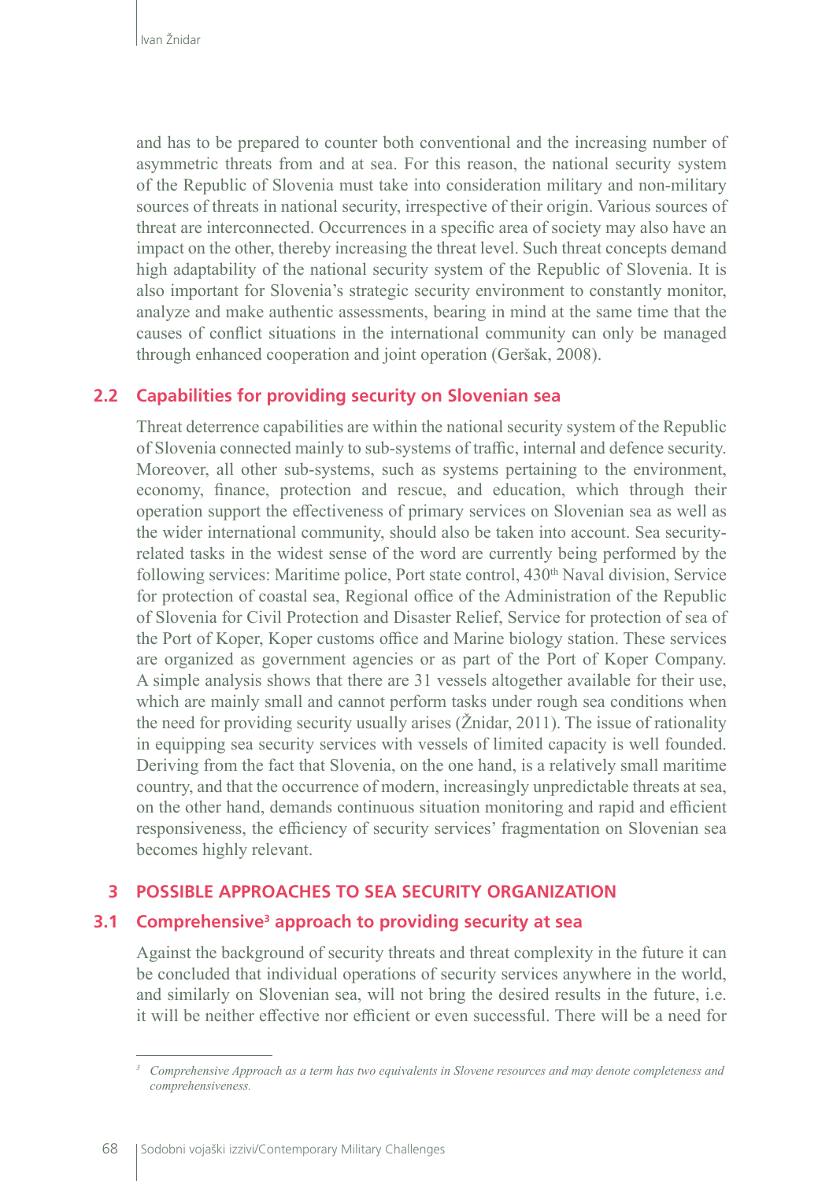and has to be prepared to counter both conventional and the increasing number of asymmetric threats from and at sea. For this reason, the national security system of the Republic of Slovenia must take into consideration military and non-military sources of threats in national security, irrespective of their origin. Various sources of threat are interconnected. Occurrences in a specific area of society may also have an impact on the other, thereby increasing the threat level. Such threat concepts demand high adaptability of the national security system of the Republic of Slovenia. It is also important for Slovenia's strategic security environment to constantly monitor, analyze and make authentic assessments, bearing in mind at the same time that the causes of conflict situations in the international community can only be managed through enhanced cooperation and joint operation (Geršak, 2008).

## 2.2 Capabilities for providing security on Slovenian sea

Threat deterrence capabilities are within the national security system of the Republic of Slovenia connected mainly to sub-systems of traffic, internal and defence security. Moreover, all other sub-systems, such as systems pertaining to the environment, economy, finance, protection and rescue, and education, which through their operation support the effectiveness of primary services on Slovenian sea as well as the wider international community, should also be taken into account. Sea security-related tasks in the widest sense of the word are currently being performed by the following services: Maritime police, Port state control, 430th Naval division, Service for protection of coastal sea, Regional office of the Administration of the Republic of Slovenia for Civil Protection and Disaster Relief, Service for protection of sea of the Port of Koper, Koper customs office and Marine biology station. These services are organized as government agencies or as part of the Port of Koper Company. A simple analysis shows that there are 31 vessels altogether available for their use, which are mainly small and cannot perform tasks under rough sea conditions when the need for providing security usually arises (Žnidar, 2011). The issue of rationality in equipping sea security services with vessels of limited capacity is well founded. Deriving from the fact that Slovenia, on the one hand, is a relatively small maritime country, and that the occurrence of modern, increasingly unpredictable threats at sea, on the other hand, demands continuous situation monitoring and rapid and efficient responsiveness, the efficiency of security services' fragmentation on Slovenian sea becomes highly relevant.

# 3 POSSIBLE APPROACHES TO SEA SECURITY ORGANIZATION

## 3.1 Comprehensive[3] approach to providing security at sea

Against the background of security threats and threat complexity in the future it can be concluded that individual operations of security services anywhere in the world, and similarly on Slovenian sea, will not bring the desired results in the future, i.e. it will be neither effective nor efficient or even successful. There will be a need for

---

[3] *Comprehensive Approach as a term has two equivalents in Slovene resources and may denote completeness and comprehensiveness.*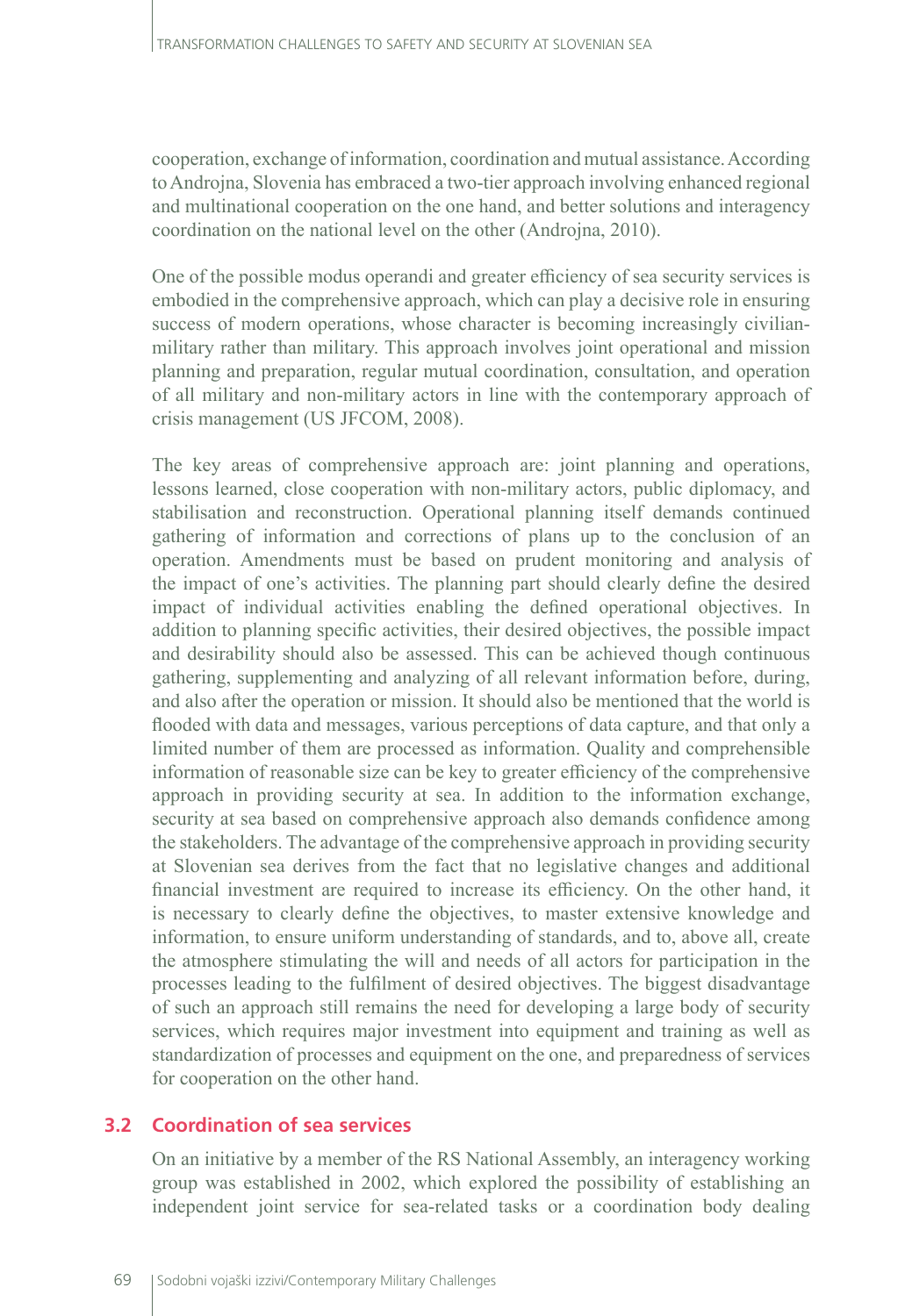cooperation, exchange of information, coordination and mutual assistance. According to Androjna, Slovenia has embraced a two-tier approach involving enhanced regional and multinational cooperation on the one hand, and better solutions and interagency coordination on the national level on the other (Androjna, 2010).

One of the possible modus operandi and greater efficiency of sea security services is embodied in the comprehensive approach, which can play a decisive role in ensuring success of modern operations, whose character is becoming increasingly civilian-military rather than military. This approach involves joint operational and mission planning and preparation, regular mutual coordination, consultation, and operation of all military and non-military actors in line with the contemporary approach of crisis management (US JFCOM, 2008).

The key areas of comprehensive approach are: joint planning and operations, lessons learned, close cooperation with non-military actors, public diplomacy, and stabilisation and reconstruction. Operational planning itself demands continued gathering of information and corrections of plans up to the conclusion of an operation. Amendments must be based on prudent monitoring and analysis of the impact of one's activities. The planning part should clearly define the desired impact of individual activities enabling the defined operational objectives. In addition to planning specific activities, their desired objectives, the possible impact and desirability should also be assessed. This can be achieved though continuous gathering, supplementing and analyzing of all relevant information before, during, and also after the operation or mission. It should also be mentioned that the world is flooded with data and messages, various perceptions of data capture, and that only a limited number of them are processed as information. Quality and comprehensible information of reasonable size can be key to greater efficiency of the comprehensive approach in providing security at sea. In addition to the information exchange, security at sea based on comprehensive approach also demands confidence among the stakeholders. The advantage of the comprehensive approach in providing security at Slovenian sea derives from the fact that no legislative changes and additional financial investment are required to increase its efficiency. On the other hand, it is necessary to clearly define the objectives, to master extensive knowledge and information, to ensure uniform understanding of standards, and to, above all, create the atmosphere stimulating the will and needs of all actors for participation in the processes leading to the fulfilment of desired objectives. The biggest disadvantage of such an approach still remains the need for developing a large body of security services, which requires major investment into equipment and training as well as standardization of processes and equipment on the one, and preparedness of services for cooperation on the other hand.

### 3.2 Coordination of sea services

On an initiative by a member of the RS National Assembly, an interagency working group was established in 2002, which explored the possibility of establishing an independent joint service for sea-related tasks or a coordination body dealing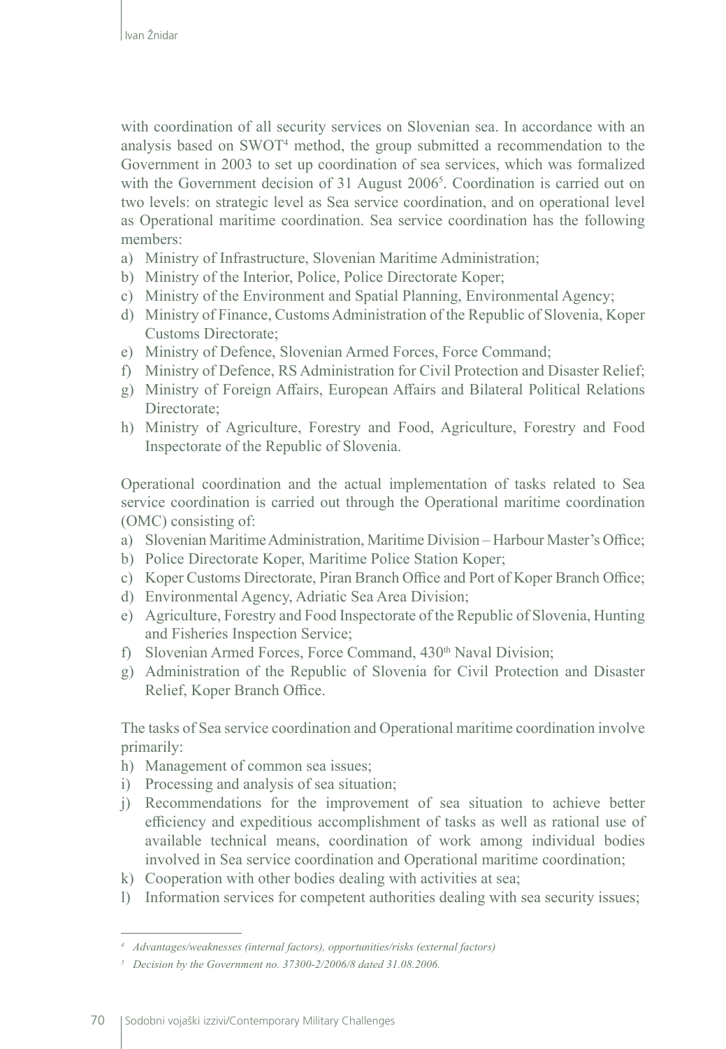with coordination of all security services on Slovenian sea. In accordance with an analysis based on SWOT[4] method, the group submitted a recommendation to the Government in 2003 to set up coordination of sea services, which was formalized with the Government decision of 31 August 2006[5]. Coordination is carried out on two levels: on strategic level as Sea service coordination, and on operational level as Operational maritime coordination. Sea service coordination has the following members:

a) Ministry of Infrastructure, Slovenian Maritime Administration;
b) Ministry of the Interior, Police, Police Directorate Koper;
c) Ministry of the Environment and Spatial Planning, Environmental Agency;
d) Ministry of Finance, Customs Administration of the Republic of Slovenia, Koper Customs Directorate;
e) Ministry of Defence, Slovenian Armed Forces, Force Command;
f) Ministry of Defence, RS Administration for Civil Protection and Disaster Relief;
g) Ministry of Foreign Affairs, European Affairs and Bilateral Political Relations Directorate;
h) Ministry of Agriculture, Forestry and Food, Agriculture, Forestry and Food Inspectorate of the Republic of Slovenia.

Operational coordination and the actual implementation of tasks related to Sea service coordination is carried out through the Operational maritime coordination (OMC) consisting of:

a) Slovenian Maritime Administration, Maritime Division – Harbour Master's Office;
b) Police Directorate Koper, Maritime Police Station Koper;
c) Koper Customs Directorate, Piran Branch Office and Port of Koper Branch Office;
d) Environmental Agency, Adriatic Sea Area Division;
e) Agriculture, Forestry and Food Inspectorate of the Republic of Slovenia, Hunting and Fisheries Inspection Service;
f) Slovenian Armed Forces, Force Command, 430th Naval Division;
g) Administration of the Republic of Slovenia for Civil Protection and Disaster Relief, Koper Branch Office.

The tasks of Sea service coordination and Operational maritime coordination involve primarily:

h) Management of common sea issues;
i) Processing and analysis of sea situation;
j) Recommendations for the improvement of sea situation to achieve better efficiency and expeditious accomplishment of tasks as well as rational use of available technical means, coordination of work among individual bodies involved in Sea service coordination and Operational maritime coordination;
k) Cooperation with other bodies dealing with activities at sea;
l) Information services for competent authorities dealing with sea security issues;

---

[4] *Advantages/weaknesses (internal factors), opportunities/risks (external factors)*

[5] *Decision by the Government no. 37300-2/2006/8 dated 31.08.2006.*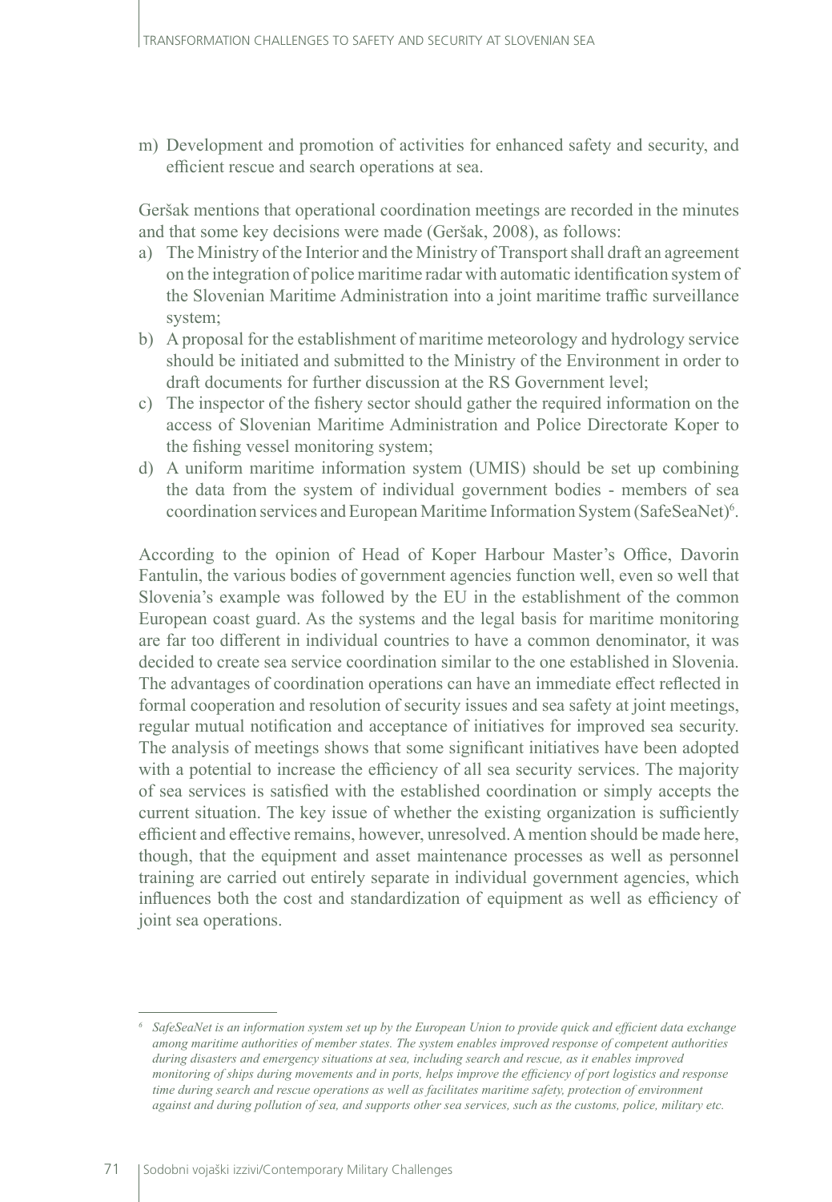m) Development and promotion of activities for enhanced safety and security, and efficient rescue and search operations at sea.

Geršak mentions that operational coordination meetings are recorded in the minutes and that some key decisions were made (Geršak, 2008), as follows:

a) The Ministry of the Interior and the Ministry of Transport shall draft an agreement on the integration of police maritime radar with automatic identification system of the Slovenian Maritime Administration into a joint maritime traffic surveillance system;
b) A proposal for the establishment of maritime meteorology and hydrology service should be initiated and submitted to the Ministry of the Environment in order to draft documents for further discussion at the RS Government level;
c) The inspector of the fishery sector should gather the required information on the access of Slovenian Maritime Administration and Police Directorate Koper to the fishing vessel monitoring system;
d) A uniform maritime information system (UMIS) should be set up combining the data from the system of individual government bodies - members of sea coordination services and European Maritime Information System (SafeSeaNet)[6].

According to the opinion of Head of Koper Harbour Master's Office, Davorin Fantulin, the various bodies of government agencies function well, even so well that Slovenia's example was followed by the EU in the establishment of the common European coast guard. As the systems and the legal basis for maritime monitoring are far too different in individual countries to have a common denominator, it was decided to create sea service coordination similar to the one established in Slovenia. The advantages of coordination operations can have an immediate effect reflected in formal cooperation and resolution of security issues and sea safety at joint meetings, regular mutual notification and acceptance of initiatives for improved sea security. The analysis of meetings shows that some significant initiatives have been adopted with a potential to increase the efficiency of all sea security services. The majority of sea services is satisfied with the established coordination or simply accepts the current situation. The key issue of whether the existing organization is sufficiently efficient and effective remains, however, unresolved. A mention should be made here, though, that the equipment and asset maintenance processes as well as personnel training are carried out entirely separate in individual government agencies, which influences both the cost and standardization of equipment as well as efficiency of joint sea operations.

---

[6] *SafeSeaNet is an information system set up by the European Union to provide quick and efficient data exchange among maritime authorities of member states. The system enables improved response of competent authorities during disasters and emergency situations at sea, including search and rescue, as it enables improved monitoring of ships during movements and in ports, helps improve the efficiency of port logistics and response time during search and rescue operations as well as facilitates maritime safety, protection of environment against and during pollution of sea, and supports other sea services, such as the customs, police, military etc.*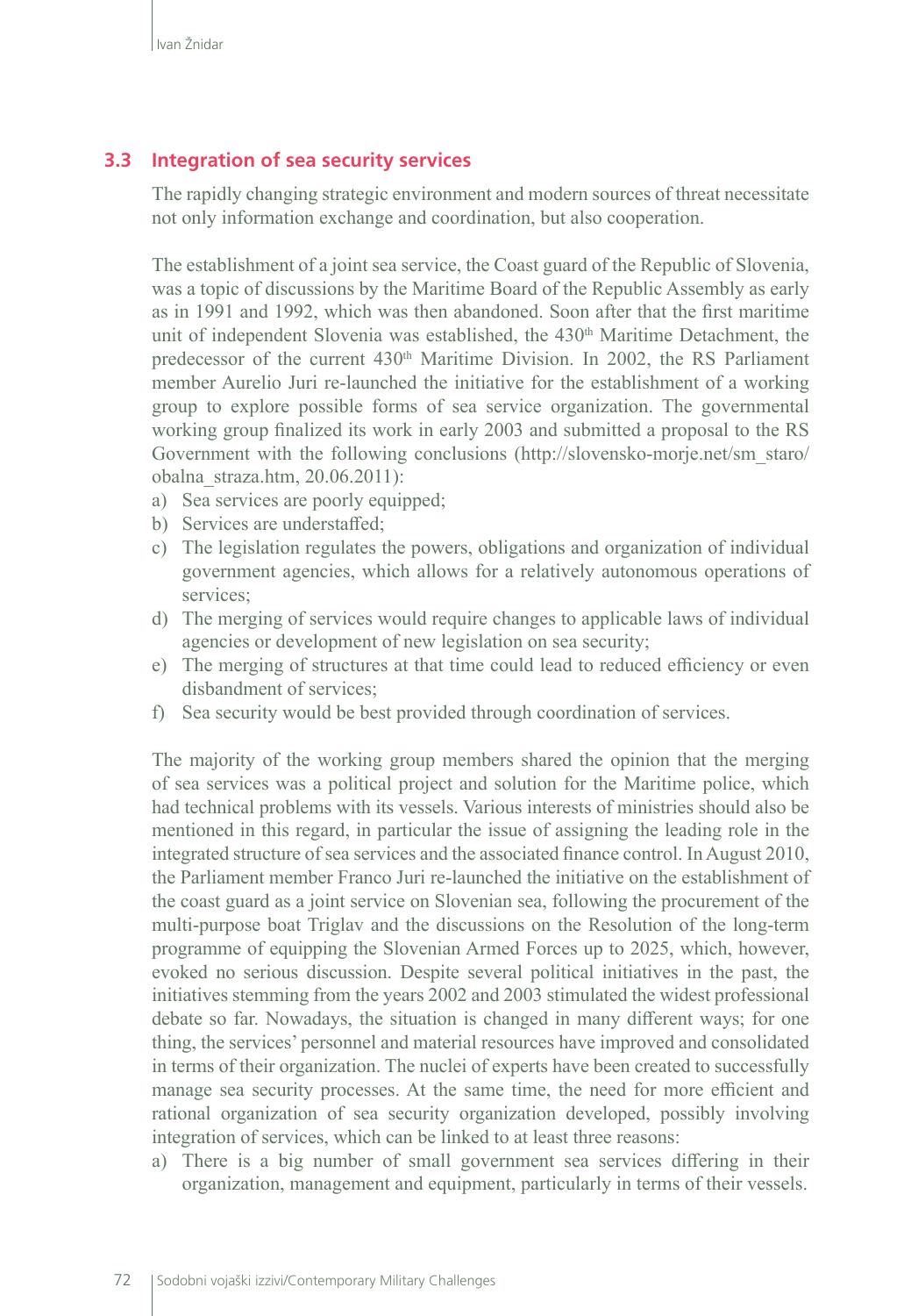### 3.3 Integration of sea security services

The rapidly changing strategic environment and modern sources of threat necessitate not only information exchange and coordination, but also cooperation.

The establishment of a joint sea service, the Coast guard of the Republic of Slovenia, was a topic of discussions by the Maritime Board of the Republic Assembly as early as in 1991 and 1992, which was then abandoned. Soon after that the first maritime unit of independent Slovenia was established, the 430th Maritime Detachment, the predecessor of the current 430th Maritime Division. In 2002, the RS Parliament member Aurelio Juri re-launched the initiative for the establishment of a working group to explore possible forms of sea service organization. The governmental working group finalized its work in early 2003 and submitted a proposal to the RS Government with the following conclusions (http://slovensko-morje.net/sm_staro/obalna_straza.htm, 20.06.2011):

a) Sea services are poorly equipped;
b) Services are understaffed;
c) The legislation regulates the powers, obligations and organization of individual government agencies, which allows for a relatively autonomous operations of services;
d) The merging of services would require changes to applicable laws of individual agencies or development of new legislation on sea security;
e) The merging of structures at that time could lead to reduced efficiency or even disbandment of services;
f) Sea security would be best provided through coordination of services.

The majority of the working group members shared the opinion that the merging of sea services was a political project and solution for the Maritime police, which had technical problems with its vessels. Various interests of ministries should also be mentioned in this regard, in particular the issue of assigning the leading role in the integrated structure of sea services and the associated finance control. In August 2010, the Parliament member Franco Juri re-launched the initiative on the establishment of the coast guard as a joint service on Slovenian sea, following the procurement of the multi-purpose boat Triglav and the discussions on the Resolution of the long-term programme of equipping the Slovenian Armed Forces up to 2025, which, however, evoked no serious discussion. Despite several political initiatives in the past, the initiatives stemming from the years 2002 and 2003 stimulated the widest professional debate so far. Nowadays, the situation is changed in many different ways; for one thing, the services' personnel and material resources have improved and consolidated in terms of their organization. The nuclei of experts have been created to successfully manage sea security processes. At the same time, the need for more efficient and rational organization of sea security organization developed, possibly involving integration of services, which can be linked to at least three reasons:

a) There is a big number of small government sea services differing in their organization, management and equipment, particularly in terms of their vessels.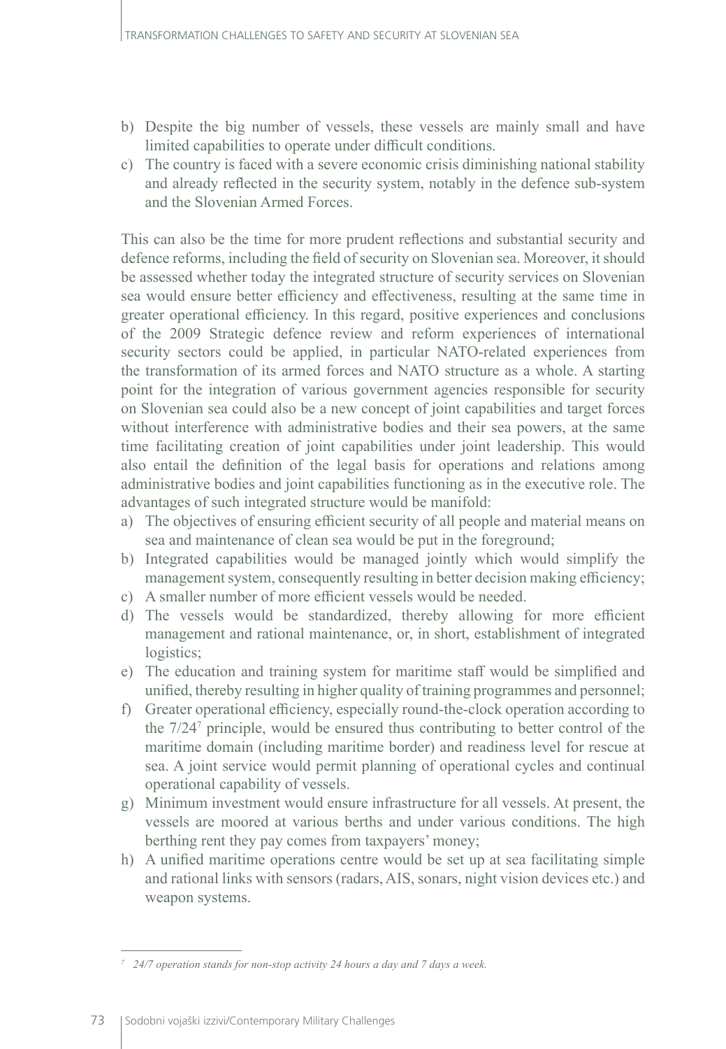b) Despite the big number of vessels, these vessels are mainly small and have limited capabilities to operate under difficult conditions.
c) The country is faced with a severe economic crisis diminishing national stability and already reflected in the security system, notably in the defence sub-system and the Slovenian Armed Forces.

This can also be the time for more prudent reflections and substantial security and defence reforms, including the field of security on Slovenian sea. Moreover, it should be assessed whether today the integrated structure of security services on Slovenian sea would ensure better efficiency and effectiveness, resulting at the same time in greater operational efficiency. In this regard, positive experiences and conclusions of the 2009 Strategic defence review and reform experiences of international security sectors could be applied, in particular NATO-related experiences from the transformation of its armed forces and NATO structure as a whole. A starting point for the integration of various government agencies responsible for security on Slovenian sea could also be a new concept of joint capabilities and target forces without interference with administrative bodies and their sea powers, at the same time facilitating creation of joint capabilities under joint leadership. This would also entail the definition of the legal basis for operations and relations among administrative bodies and joint capabilities functioning as in the executive role. The advantages of such integrated structure would be manifold:

a) The objectives of ensuring efficient security of all people and material means on sea and maintenance of clean sea would be put in the foreground;
b) Integrated capabilities would be managed jointly which would simplify the management system, consequently resulting in better decision making efficiency;
c) A smaller number of more efficient vessels would be needed.
d) The vessels would be standardized, thereby allowing for more efficient management and rational maintenance, or, in short, establishment of integrated logistics;
e) The education and training system for maritime staff would be simplified and unified, thereby resulting in higher quality of training programmes and personnel;
f) Greater operational efficiency, especially round-the-clock operation according to the 7/24[7] principle, would be ensured thus contributing to better control of the maritime domain (including maritime border) and readiness level for rescue at sea. A joint service would permit planning of operational cycles and continual operational capability of vessels.
g) Minimum investment would ensure infrastructure for all vessels. At present, the vessels are moored at various berths and under various conditions. The high berthing rent they pay comes from taxpayers' money;
h) A unified maritime operations centre would be set up at sea facilitating simple and rational links with sensors (radars, AIS, sonars, night vision devices etc.) and weapon systems.

---

[7] *24/7 operation stands for non-stop activity 24 hours a day and 7 days a week.*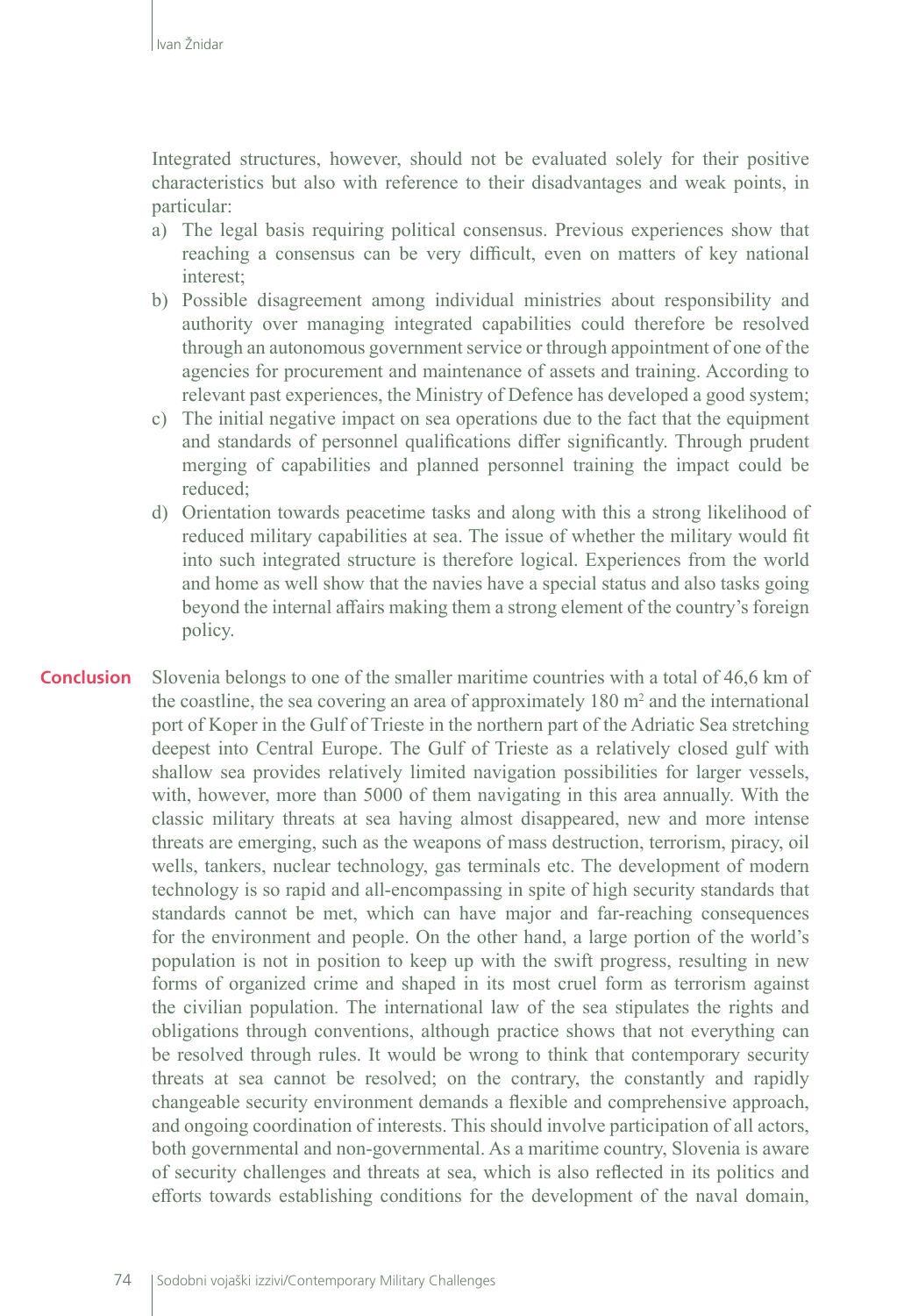Integrated structures, however, should not be evaluated solely for their positive characteristics but also with reference to their disadvantages and weak points, in particular:

a) The legal basis requiring political consensus. Previous experiences show that reaching a consensus can be very difficult, even on matters of key national interest;
b) Possible disagreement among individual ministries about responsibility and authority over managing integrated capabilities could therefore be resolved through an autonomous government service or through appointment of one of the agencies for procurement and maintenance of assets and training. According to relevant past experiences, the Ministry of Defence has developed a good system;
c) The initial negative impact on sea operations due to the fact that the equipment and standards of personnel qualifications differ significantly. Through prudent merging of capabilities and planned personnel training the impact could be reduced;
d) Orientation towards peacetime tasks and along with this a strong likelihood of reduced military capabilities at sea. The issue of whether the military would fit into such integrated structure is therefore logical. Experiences from the world and home as well show that the navies have a special status and also tasks going beyond the internal affairs making them a strong element of the country's foreign policy.

## Conclusion

Slovenia belongs to one of the smaller maritime countries with a total of 46,6 km of the coastline, the sea covering an area of approximately 180 m$^2$ and the international port of Koper in the Gulf of Trieste in the northern part of the Adriatic Sea stretching deepest into Central Europe. The Gulf of Trieste as a relatively closed gulf with shallow sea provides relatively limited navigation possibilities for larger vessels, with, however, more than 5000 of them navigating in this area annually. With the classic military threats at sea having almost disappeared, new and more intense threats are emerging, such as the weapons of mass destruction, terrorism, piracy, oil wells, tankers, nuclear technology, gas terminals etc. The development of modern technology is so rapid and all-encompassing in spite of high security standards that standards cannot be met, which can have major and far-reaching consequences for the environment and people. On the other hand, a large portion of the world's population is not in position to keep up with the swift progress, resulting in new forms of organized crime and shaped in its most cruel form as terrorism against the civilian population. The international law of the sea stipulates the rights and obligations through conventions, although practice shows that not everything can be resolved through rules. It would be wrong to think that contemporary security threats at sea cannot be resolved; on the contrary, the constantly and rapidly changeable security environment demands a flexible and comprehensive approach, and ongoing coordination of interests. This should involve participation of all actors, both governmental and non-governmental. As a maritime country, Slovenia is aware of security challenges and threats at sea, which is also reflected in its politics and efforts towards establishing conditions for the development of the naval domain,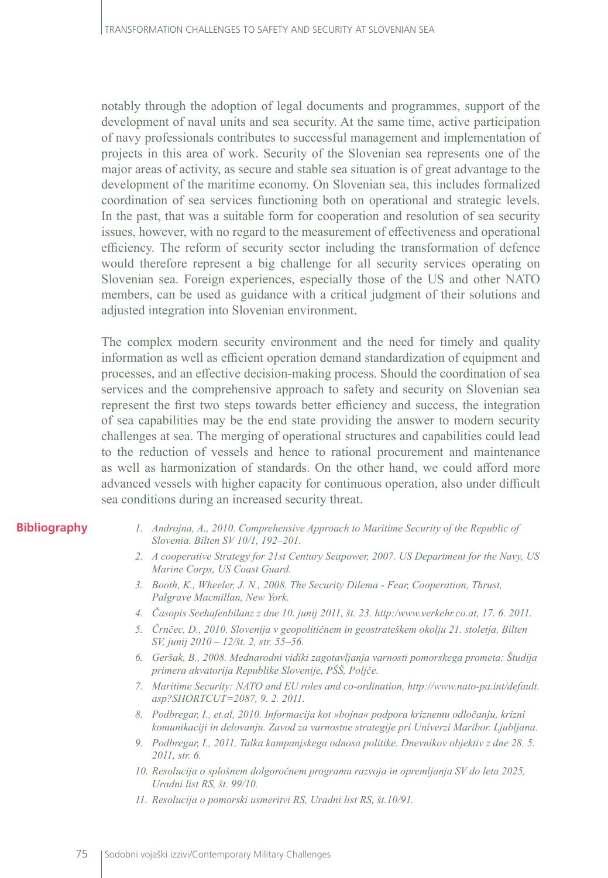notably through the adoption of legal documents and programmes, support of the development of naval units and sea security. At the same time, active participation of navy professionals contributes to successful management and implementation of projects in this area of work. Security of the Slovenian sea represents one of the major areas of activity, as secure and stable sea situation is of great advantage to the development of the maritime economy. On Slovenian sea, this includes formalized coordination of sea services functioning both on operational and strategic levels. In the past, that was a suitable form for cooperation and resolution of sea security issues, however, with no regard to the measurement of effectiveness and operational efficiency. The reform of security sector including the transformation of defence would therefore represent a big challenge for all security services operating on Slovenian sea. Foreign experiences, especially those of the US and other NATO members, can be used as guidance with a critical judgment of their solutions and adjusted integration into Slovenian environment.

The complex modern security environment and the need for timely and quality information as well as efficient operation demand standardization of equipment and processes, and an effective decision-making process. Should the coordination of sea services and the comprehensive approach to safety and security on Slovenian sea represent the first two steps towards better efficiency and success, the integration of sea capabilities may be the end state providing the answer to modern security challenges at sea. The merging of operational structures and capabilities could lead to the reduction of vessels and hence to rational procurement and maintenance as well as harmonization of standards. On the other hand, we could afford more advanced vessels with higher capacity for continuous operation, also under difficult sea conditions during an increased security threat.

## Bibliography

1. *Androjna, A., 2010. Comprehensive Approach to Maritime Security of the Republic of Slovenia. Bilten SV 10/1, 192–201.*
2. *A cooperative Strategy for 21st Century Seapower, 2007. US Department for the Navy, US Marine Corps, US Coast Guard.*
3. *Booth, K., Wheeler, J. N., 2008. The Security Dilema - Fear, Cooperation, Thrust, Palgrave Macmillan, New York.*
4. *Časopis Seehafenbilanz z dne 10. junij 2011, št. 23. http:/www.verkehr.co.at, 17. 6. 2011.*
5. *Črnčec, D., 2010. Slovenija v geopolitičnem in geostrateškem okolju 21. stoletja, Bilten SV, junij 2010 – 12/št. 2, str. 55–56.*
6. *Geršak, B., 2008. Mednarodni vidiki zagotavljanja varnosti pomorskega prometa: Študija primera akvatorija Republike Slovenije, PŠŠ, Poljče.*
7. *Maritime Security: NATO and EU roles and co-ordination, http://www.nato-pa.int/default.asp?SHORTCUT=2087, 9. 2. 2011.*
8. *Podbregar, I., et.al, 2010. Informacija kot »bojna« podpora kriznemu odločanju, krizni komunikaciji in delovanju. Zavod za varnostne strategije pri Univerzi Maribor. Ljubljana.*
9. *Podbregar, I., 2011. Talka kampanjskega odnosa politike. Dnevnikov objektiv z dne 28. 5. 2011, str. 6.*
10. *Resolucija o splošnem dolgoročnem programu razvoja in opremljanja SV do leta 2025, Uradni list RS, št. 99/10.*
11. *Resolucija o pomorski usmeritvi RS, Uradni list RS, št.10/91.*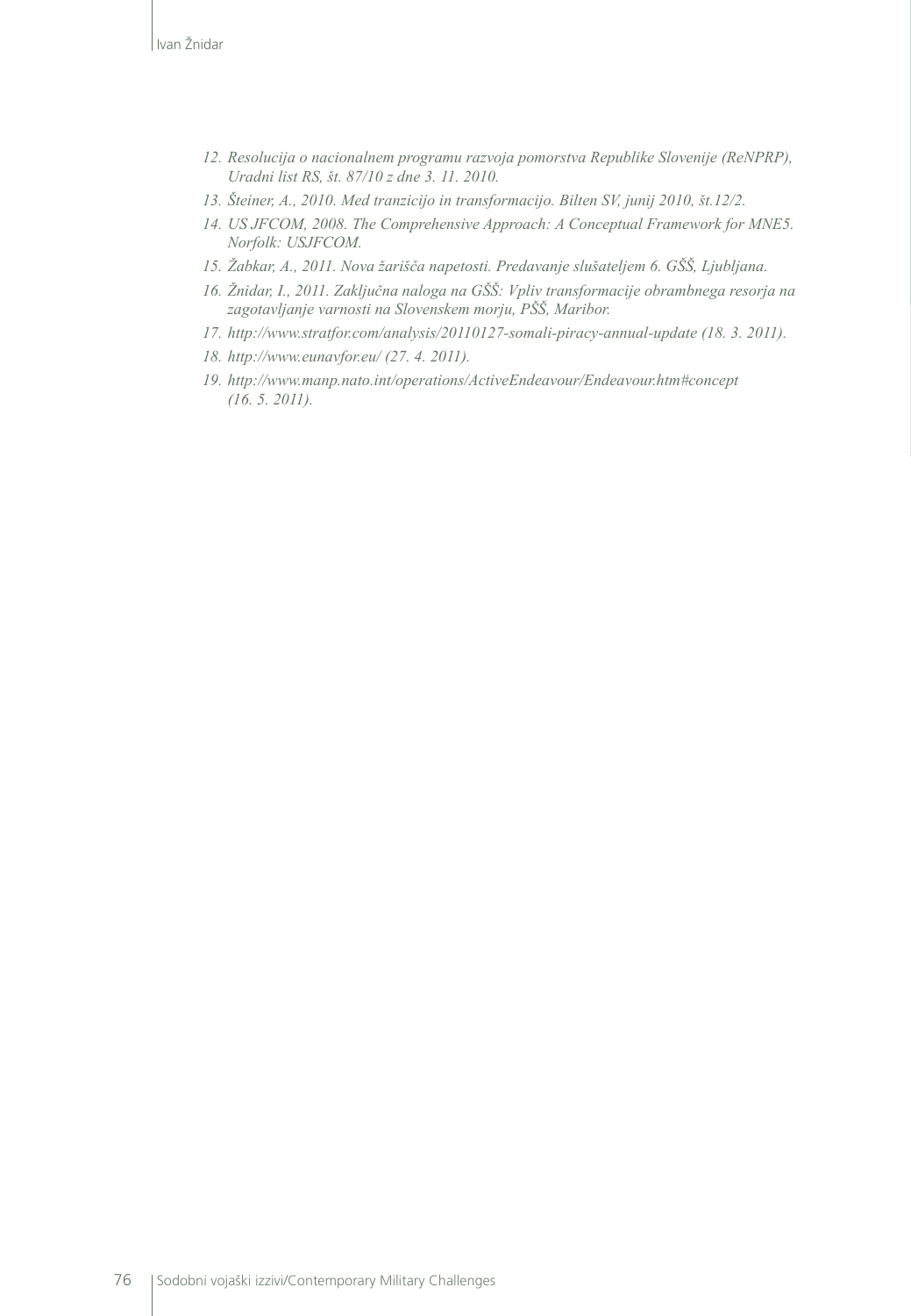12. *Resolucija o nacionalnem programu razvoja pomorstva Republike Slovenije (ReNPRP), Uradni list RS, št. 87/10 z dne 3. 11. 2010.*
13. *Šteiner, A., 2010. Med tranzicijo in transformacijo. Bilten SV, junij 2010, št.12/2.*
14. *US JFCOM, 2008. The Comprehensive Approach: A Conceptual Framework for MNE5. Norfolk: USJFCOM.*
15. *Žabkar, A., 2011. Nova žarišča napetosti. Predavanje slušateljem 6. GŠŠ, Ljubljana.*
16. *Žnidar, I., 2011. Zaključna naloga na GŠŠ: Vpliv transformacije obrambnega resorja na zagotavljanje varnosti na Slovenskem morju, PŠŠ, Maribor.*
17. *http://www.stratfor.com/analysis/20110127-somali-piracy-annual-update (18. 3. 2011).*
18. *http://www.eunavfor.eu/ (27. 4. 2011).*
19. *http://www.manp.nato.int/operations/ActiveEndeavour/Endeavour.htm#concept (16. 5. 2011).*